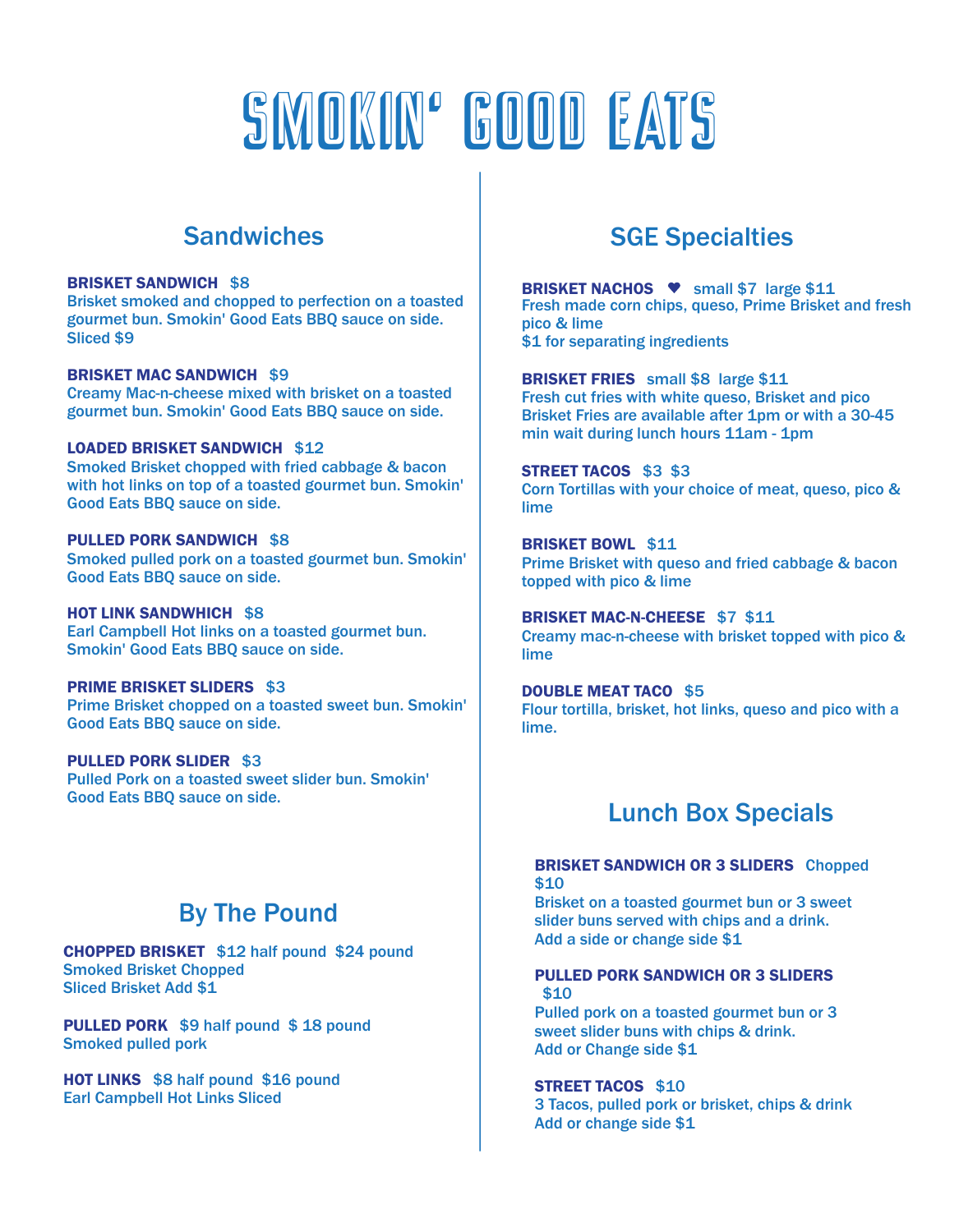# SMOKIN' GOOD EATS

## Sandwiches

**BRISKET SANDWICH** $8
Brisket smoked and chopped to perfection on a toasted gourmet bun. Smokin' Good Eats BBQ sauce on side.
Sliced $9

**BRISKET MAC SANDWICH** $9
Creamy Mac-n-cheese mixed with brisket on a toasted gourmet bun. Smokin' Good Eats BBQ sauce on side.

**LOADED BRISKET SANDWICH** $12
Smoked Brisket chopped with fried cabbage & bacon with hot links on top of a toasted gourmet bun. Smokin' Good Eats BBQ sauce on side.

**PULLED PORK SANDWICH** $8
Smoked pulled pork on a toasted gourmet bun. Smokin' Good Eats BBQ sauce on side.

**HOT LINK SANDWHICH** $8
Earl Campbell Hot links on a toasted gourmet bun. Smokin' Good Eats BBQ sauce on side.

**PRIME BRISKET SLIDERS** $3
Prime Brisket chopped on a toasted sweet bun. Smokin' Good Eats BBQ sauce on side.

**PULLED PORK SLIDER** $3
Pulled Pork on a toasted sweet slider bun. Smokin' Good Eats BBQ sauce on side.

## By The Pound

**CHOPPED BRISKET** $12 half pound $24 pound
Smoked Brisket Chopped
Sliced Brisket Add $1

**PULLED PORK** $9 half pound $ 18 pound
Smoked pulled pork

**HOT LINKS** $8 half pound $16 pound
Earl Campbell Hot Links Sliced

## SGE Specialties

**BRISKET NACHOS** ♥ small $7 large $11
Fresh made corn chips, queso, Prime Brisket and fresh pico & lime
$1 for separating ingredients

**BRISKET FRIES** small $8 large $11
Fresh cut fries with white queso, Brisket and pico
Brisket Fries are available after 1pm or with a 30-45 min wait during lunch hours 11am - 1pm

**STREET TACOS** $3 $3
Corn Tortillas with your choice of meat, queso, pico & lime

**BRISKET BOWL** $11
Prime Brisket with queso and fried cabbage & bacon topped with pico & lime

**BRISKET MAC-N-CHEESE** $7 $11
Creamy mac-n-cheese with brisket topped with pico & lime

**DOUBLE MEAT TACO** $5
Flour tortilla, brisket, hot links, queso and pico with a lime.

## Lunch Box Specials

**BRISKET SANDWICH OR 3 SLIDERS** Chopped $10
Brisket on a toasted gourmet bun or 3 sweet slider buns served with chips and a drink.
Add a side or change side $1

**PULLED PORK SANDWICH OR 3 SLIDERS** $10
Pulled pork on a toasted gourmet bun or 3 sweet slider buns with chips & drink.
Add or Change side $1

**STREET TACOS** $10
3 Tacos, pulled pork or brisket, chips & drink
Add or change side $1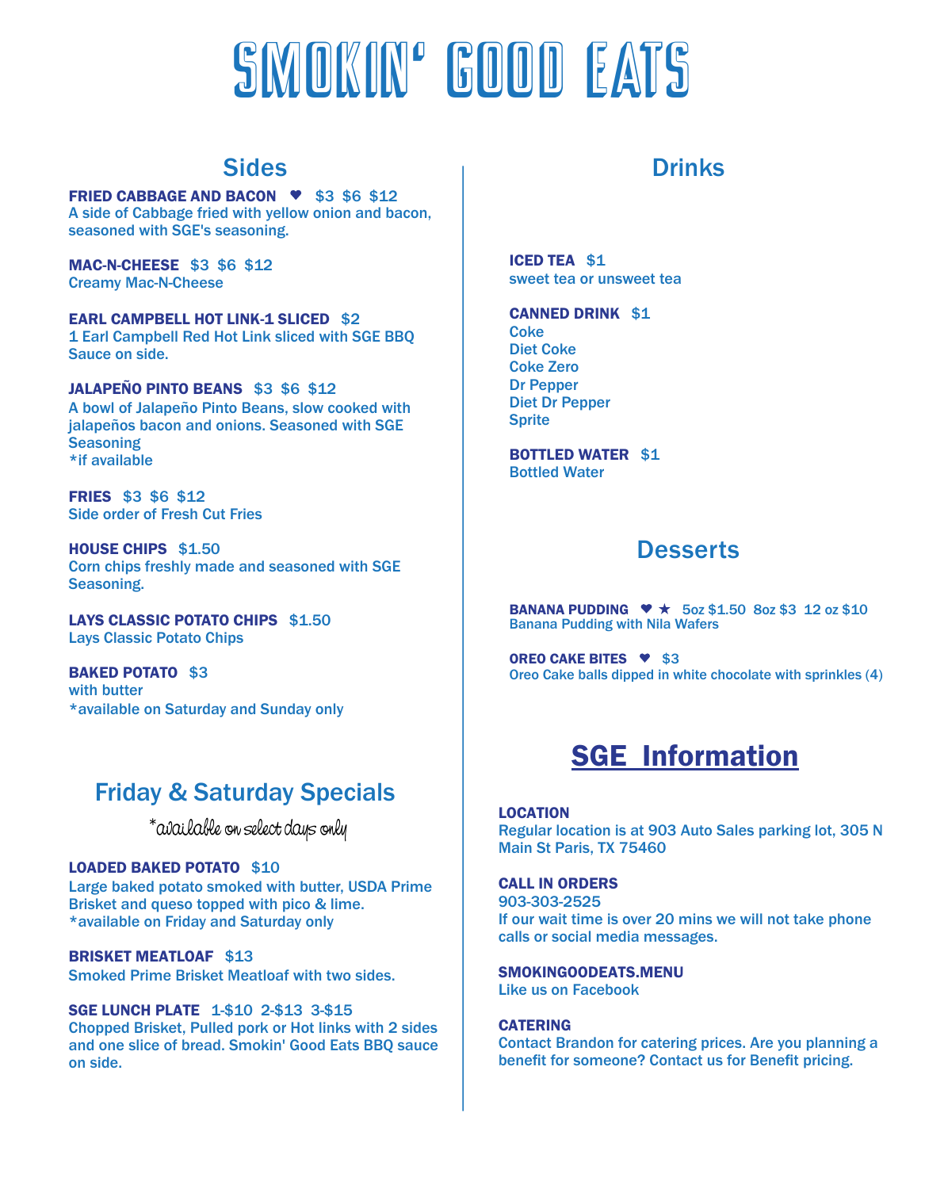# SMOKIN' GOOD EATS

## Sides

**FRIED CABBAGE AND BACON** ♥ $3 $6 $12
A side of Cabbage fried with yellow onion and bacon, seasoned with SGE's seasoning.

**MAC-N-CHEESE** $3 $6 $12
Creamy Mac-N-Cheese

**EARL CAMPBELL HOT LINK-1 SLICED** $2
1 Earl Campbell Red Hot Link sliced with SGE BBQ Sauce on side.

**JALAPEÑO PINTO BEANS** $3 $6 $12
A bowl of Jalapeño Pinto Beans, slow cooked with jalapeños bacon and onions. Seasoned with SGE Seasoning
*if available

**FRIES** $3 $6 $12
Side order of Fresh Cut Fries

**HOUSE CHIPS** $1.50
Corn chips freshly made and seasoned with SGE Seasoning.

**LAYS CLASSIC POTATO CHIPS** $1.50
Lays Classic Potato Chips

**BAKED POTATO** $3
with butter
*available on Saturday and Sunday only

## Friday & Saturday Specials

*available on select days only

**LOADED BAKED POTATO** $10
Large baked potato smoked with butter, USDA Prime Brisket and queso topped with pico & lime.
*available on Friday and Saturday only

**BRISKET MEATLOAF** $13
Smoked Prime Brisket Meatloaf with two sides.

**SGE LUNCH PLATE** 1-$10 2-$13 3-$15
Chopped Brisket, Pulled pork or Hot links with 2 sides and one slice of bread. Smokin' Good Eats BBQ sauce on side.

## Drinks

**ICED TEA** $1
sweet tea or unsweet tea

**CANNED DRINK** $1
Coke
Diet Coke
Coke Zero
Dr Pepper
Diet Dr Pepper
Sprite

**BOTTLED WATER** $1
Bottled Water

## Desserts

**BANANA PUDDING** ♥ ★ 5oz $1.50 8oz $3 12 oz $10
Banana Pudding with Nila Wafers

**OREO CAKE BITES** ♥ $3
Oreo Cake balls dipped in white chocolate with sprinkles (4)

## SGE Information

**LOCATION**
Regular location is at 903 Auto Sales parking lot, 305 N Main St Paris, TX 75460

**CALL IN ORDERS**
903-303-2525
If our wait time is over 20 mins we will not take phone calls or social media messages.

**SMOKINGOODEATS.MENU**
Like us on Facebook

**CATERING**
Contact Brandon for catering prices. Are you planning a benefit for someone? Contact us for Benefit pricing.